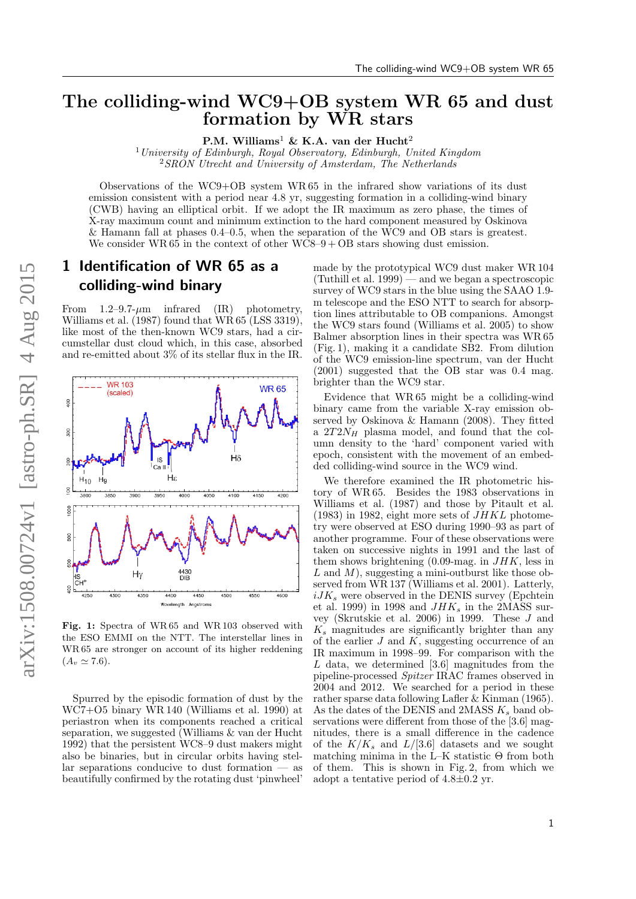# The colliding-wind WC9+OB system WR 65 and dust formation by WR stars

**P.M. Williams**[1] **& K.A. van der Hucht**[2]

[1] *University of Edinburgh, Royal Observatory, Edinburgh, United Kingdom*
[2] *SRON Utrecht and University of Amsterdam, The Netherlands*

Observations of the WC9+OB system WR 65 in the infrared show variations of its dust emission consistent with a period near 4.8 yr, suggesting formation in a colliding-wind binary (CWB) having an elliptical orbit. If we adopt the IR maximum as zero phase, the times of X-ray maximum count and minimum extinction to the hard component measured by Oskinova & Hamann fall at phases 0.4–0.5, when the separation of the WC9 and OB stars is greatest. We consider WR 65 in the context of other WC8–9 + OB stars showing dust emission.

## 1 Identification of WR 65 as a colliding-wind binary

From 1.2–9.7-$\mu$m infrared (IR) photometry, Williams et al. (1987) found that WR 65 (LSS 3319), like most of the then-known WC9 stars, had a circumstellar dust cloud which, in this case, absorbed and re-emitted about 3% of its stellar flux in the IR.

**Fig. 1:** Spectra of WR 65 and WR 103 observed with the ESO EMMI on the NTT. The interstellar lines in WR 65 are stronger on account of its higher reddening ($A_v \simeq 7.6$).

Spurred by the episodic formation of dust by the WC7+O5 binary WR 140 (Williams et al. 1990) at periastron when its components reached a critical separation, we suggested (Williams & van der Hucht 1992) that the persistent WC8–9 dust makers might also be binaries, but in circular orbits having stellar separations conducive to dust formation — as beautifully confirmed by the rotating dust 'pinwheel' made by the prototypical WC9 dust maker WR 104 (Tuthill et al. 1999) — and we began a spectroscopic survey of WC9 stars in the blue using the SAAO 1.9-m telescope and the ESO NTT to search for absorption lines attributable to OB companions. Amongst the WC9 stars found (Williams et al. 2005) to show Balmer absorption lines in their spectra was WR 65 (Fig. 1), making it a candidate SB2. From dilution of the WC9 emission-line spectrum, van der Hucht (2001) suggested that the OB star was 0.4 mag. brighter than the WC9 star.

Evidence that WR 65 might be a colliding-wind binary came from the variable X-ray emission observed by Oskinova & Hamann (2008). They fitted a $2T2N_H$ plasma model, and found that the column density to the 'hard' component varied with epoch, consistent with the movement of an embedded colliding-wind source in the WC9 wind.

We therefore examined the IR photometric history of WR 65. Besides the 1983 observations in Williams et al. (1987) and those by Pitault et al. (1983) in 1982, eight more sets of $JHKL$ photometry were observed at ESO during 1990–93 as part of another programme. Four of these observations were taken on successive nights in 1991 and the last of them shows brightening (0.09-mag. in $JHK$, less in $L$ and $M$), suggesting a mini-outburst like those observed from WR 137 (Williams et al. 2001). Latterly, $iJK_s$ were observed in the DENIS survey (Epchtein et al. 1999) in 1998 and $JHK_s$ in the 2MASS survey (Skrutskie et al. 2006) in 1999. These $J$ and $K_s$ magnitudes are significantly brighter than any of the earlier $J$ and $K$, suggesting occurrence of an IR maximum in 1998–99. For comparison with the $L$ data, we determined [3.6] magnitudes from the pipeline-processed *Spitzer* IRAC frames observed in 2004 and 2012. We searched for a period in these rather sparse data following Lafler & Kinman (1965). As the dates of the DENIS and 2MASS $K_s$ band observations were different from those of the [3.6] magnitudes, there is a small difference in the cadence of the $K/K_s$ and $L$/[3.6] datasets and we sought matching minima in the L–K statistic $\Theta$ from both of them. This is shown in Fig. 2, from which we adopt a tentative period of 4.8±0.2 yr.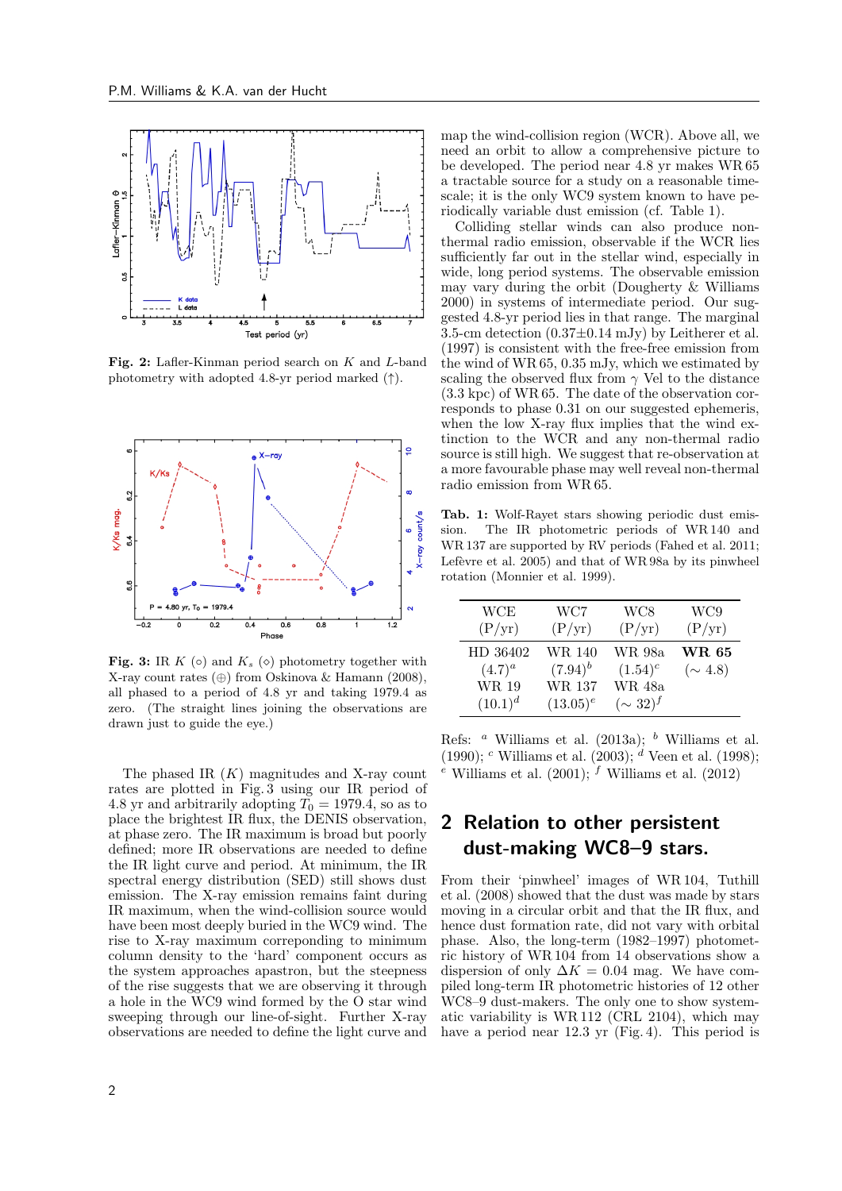**Fig. 2:** Lafler-Kinman period search on $K$ and $L$-band photometry with adopted 4.8-yr period marked (↑).

**Fig. 3:** IR $K$ (○) and $K_s$ (◇) photometry together with X-ray count rates (⊕) from Oskinova & Hamann (2008), all phased to a period of 4.8 yr and taking 1979.4 as zero. (The straight lines joining the observations are drawn just to guide the eye.)

The phased IR ($K$) magnitudes and X-ray count rates are plotted in Fig. 3 using our IR period of 4.8 yr and arbitrarily adopting $T_0$ = 1979.4, so as to place the brightest IR flux, the DENIS observation, at phase zero. The IR maximum is broad but poorly defined; more IR observations are needed to define the IR light curve and period. At minimum, the IR spectral energy distribution (SED) still shows dust emission. The X-ray emission remains faint during IR maximum, when the wind-collision source would have been most deeply buried in the WC9 wind. The rise to X-ray maximum correponding to minimum column density to the 'hard' component occurs as the system approaches apastron, but the steepness of the rise suggests that we are observing it through a hole in the WC9 wind formed by the O star wind sweeping through our line-of-sight. Further X-ray observations are needed to define the light curve and map the wind-collision region (WCR). Above all, we need an orbit to allow a comprehensive picture to be developed. The period near 4.8 yr makes WR 65 a tractable source for a study on a reasonable timescale; it is the only WC9 system known to have periodically variable dust emission (cf. Table 1).

Colliding stellar winds can also produce non-thermal radio emission, observable if the WCR lies sufficiently far out in the stellar wind, especially in wide, long period systems. The observable emission may vary during the orbit (Dougherty & Williams 2000) in systems of intermediate period. Our suggested 4.8-yr period lies in that range. The marginal 3.5-cm detection (0.37±0.14 mJy) by Leitherer et al. (1997) is consistent with the free-free emission from the wind of WR 65, 0.35 mJy, which we estimated by scaling the observed flux from $\gamma$ Vel to the distance (3.3 kpc) of WR 65. The date of the observation corresponds to phase 0.31 on our suggested ephemeris, when the low X-ray flux implies that the wind extinction to the WCR and any non-thermal radio source is still high. We suggest that re-observation at a more favourable phase may well reveal non-thermal radio emission from WR 65.

**Tab. 1:** Wolf-Rayet stars showing periodic dust emission. The IR photometric periods of WR 140 and WR 137 are supported by RV periods (Fahed et al. 2011; Lefèvre et al. 2005) and that of WR 98a by its pinwheel rotation (Monnier et al. 1999).

| WCE (P/yr) | WC7 (P/yr) | WC8 (P/yr) | WC9 (P/yr) |
|---|---|---|---|
| HD 36402 (4.7)[a] | WR 140 (7.94)[b] | WR 98a (1.54)[c] | **WR 65** (∼ 4.8) |
| WR 19 (10.1)[d] | WR 137 (13.05)[e] | WR 48a (∼ 32)[f] | |

Refs: [a] Williams et al. (2013a); [b] Williams et al. (1990); [c] Williams et al. (2003); [d] Veen et al. (1998); [e] Williams et al. (2001); [f] Williams et al. (2012)

## 2 Relation to other persistent dust-making WC8–9 stars.

From their 'pinwheel' images of WR 104, Tuthill et al. (2008) showed that the dust was made by stars moving in a circular orbit and that the IR flux, and hence dust formation rate, did not vary with orbital phase. Also, the long-term (1982–1997) photometric history of WR 104 from 14 observations show a dispersion of only $\Delta K$ = 0.04 mag. We have compiled long-term IR photometric histories of 12 other WC8–9 dust-makers. The only one to show systematic variability is WR 112 (CRL 2104), which may have a period near 12.3 yr (Fig. 4). This period is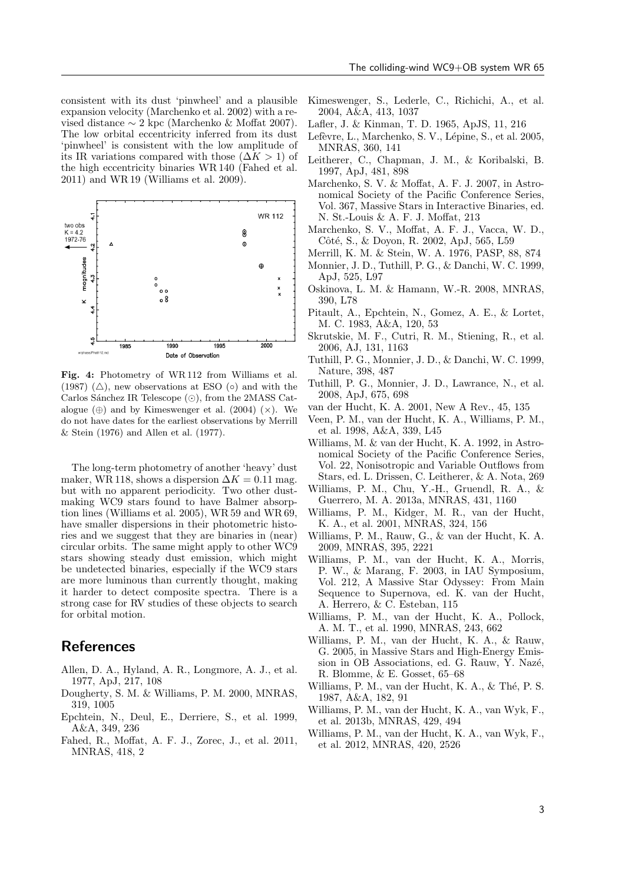consistent with its dust 'pinwheel' and a plausible expansion velocity (Marchenko et al. 2002) with a revised distance $\sim 2$ kpc (Marchenko & Moffat 2007). The low orbital eccentricity inferred from its dust 'pinwheel' is consistent with the low amplitude of its IR variations compared with those ($\Delta K > 1$) of the high eccentricity binaries WR 140 (Fahed et al. 2011) and WR 19 (Williams et al. 2009).

WR 112
two obs
K = 4.2
1972-76
K magnitudes
4.1
4.2
4.3
4.4
4.5
1985
1990
1995
2000
Date of Observation
wrphass/Phot112.md

**Fig. 4:** Photometry of WR 112 from Williams et al. (1987) (△), new observations at ESO (○) and with the Carlos Sánchez IR Telescope (⊙), from the 2MASS Catalogue (⊕) and by Kimeswenger et al. (2004) (×). We do not have dates for the earliest observations by Merrill & Stein (1976) and Allen et al. (1977).

The long-term photometry of another 'heavy' dust maker, WR 118, shows a dispersion $\Delta K = 0.11$ mag. but with no apparent periodicity. Two other dust-making WC9 stars found to have Balmer absorption lines (Williams et al. 2005), WR 59 and WR 69, have smaller dispersions in their photometric histories and we suggest that they are binaries in (near) circular orbits. The same might apply to other WC9 stars showing steady dust emission, which might be undetected binaries, especially if the WC9 stars are more luminous than currently thought, making it harder to detect composite spectra. There is a strong case for RV studies of these objects to search for orbital motion.

## References

Allen, D. A., Hyland, A. R., Longmore, A. J., et al. 1977, ApJ, 217, 108

Dougherty, S. M. & Williams, P. M. 2000, MNRAS, 319, 1005

Epchtein, N., Deul, E., Derriere, S., et al. 1999, A&A, 349, 236

Fahed, R., Moffat, A. F. J., Zorec, J., et al. 2011, MNRAS, 418, 2

Kimeswenger, S., Lederle, C., Richichi, A., et al. 2004, A&A, 413, 1037

Lafler, J. & Kinman, T. D. 1965, ApJS, 11, 216

Lefèvre, L., Marchenko, S. V., Lépine, S., et al. 2005, MNRAS, 360, 141

Leitherer, C., Chapman, J. M., & Koribalski, B. 1997, ApJ, 481, 898

Marchenko, S. V. & Moffat, A. F. J. 2007, in Astronomical Society of the Pacific Conference Series, Vol. 367, Massive Stars in Interactive Binaries, ed. N. St.-Louis & A. F. J. Moffat, 213

Marchenko, S. V., Moffat, A. F. J., Vacca, W. D., Côté, S., & Doyon, R. 2002, ApJ, 565, L59

Merrill, K. M. & Stein, W. A. 1976, PASP, 88, 874

Monnier, J. D., Tuthill, P. G., & Danchi, W. C. 1999, ApJ, 525, L97

Oskinova, L. M. & Hamann, W.-R. 2008, MNRAS, 390, L78

Pitault, A., Epchtein, N., Gomez, A. E., & Lortet, M. C. 1983, A&A, 120, 53

Skrutskie, M. F., Cutri, R. M., Stiening, R., et al. 2006, AJ, 131, 1163

Tuthill, P. G., Monnier, J. D., & Danchi, W. C. 1999, Nature, 398, 487

Tuthill, P. G., Monnier, J. D., Lawrance, N., et al. 2008, ApJ, 675, 698

van der Hucht, K. A. 2001, New A Rev., 45, 135

Veen, P. M., van der Hucht, K. A., Williams, P. M., et al. 1998, A&A, 339, L45

Williams, M. & van der Hucht, K. A. 1992, in Astronomical Society of the Pacific Conference Series, Vol. 22, Nonisotropic and Variable Outflows from Stars, ed. L. Drissen, C. Leitherer, & A. Nota, 269

Williams, P. M., Chu, Y.-H., Gruendl, R. A., & Guerrero, M. A. 2013a, MNRAS, 431, 1160

Williams, P. M., Kidger, M. R., van der Hucht, K. A., et al. 2001, MNRAS, 324, 156

Williams, P. M., Rauw, G., & van der Hucht, K. A. 2009, MNRAS, 395, 2221

Williams, P. M., van der Hucht, K. A., Morris, P. W., & Marang, F. 2003, in IAU Symposium, Vol. 212, A Massive Star Odyssey: From Main Sequence to Supernova, ed. K. van der Hucht, A. Herrero, & C. Esteban, 115

Williams, P. M., van der Hucht, K. A., Pollock, A. M. T., et al. 1990, MNRAS, 243, 662

Williams, P. M., van der Hucht, K. A., & Rauw, G. 2005, in Massive Stars and High-Energy Emission in OB Associations, ed. G. Rauw, Y. Nazé, R. Blomme, & E. Gosset, 65–68

Williams, P. M., van der Hucht, K. A., & Thé, P. S. 1987, A&A, 182, 91

Williams, P. M., van der Hucht, K. A., van Wyk, F., et al. 2013b, MNRAS, 429, 494

Williams, P. M., van der Hucht, K. A., van Wyk, F., et al. 2012, MNRAS, 420, 2526